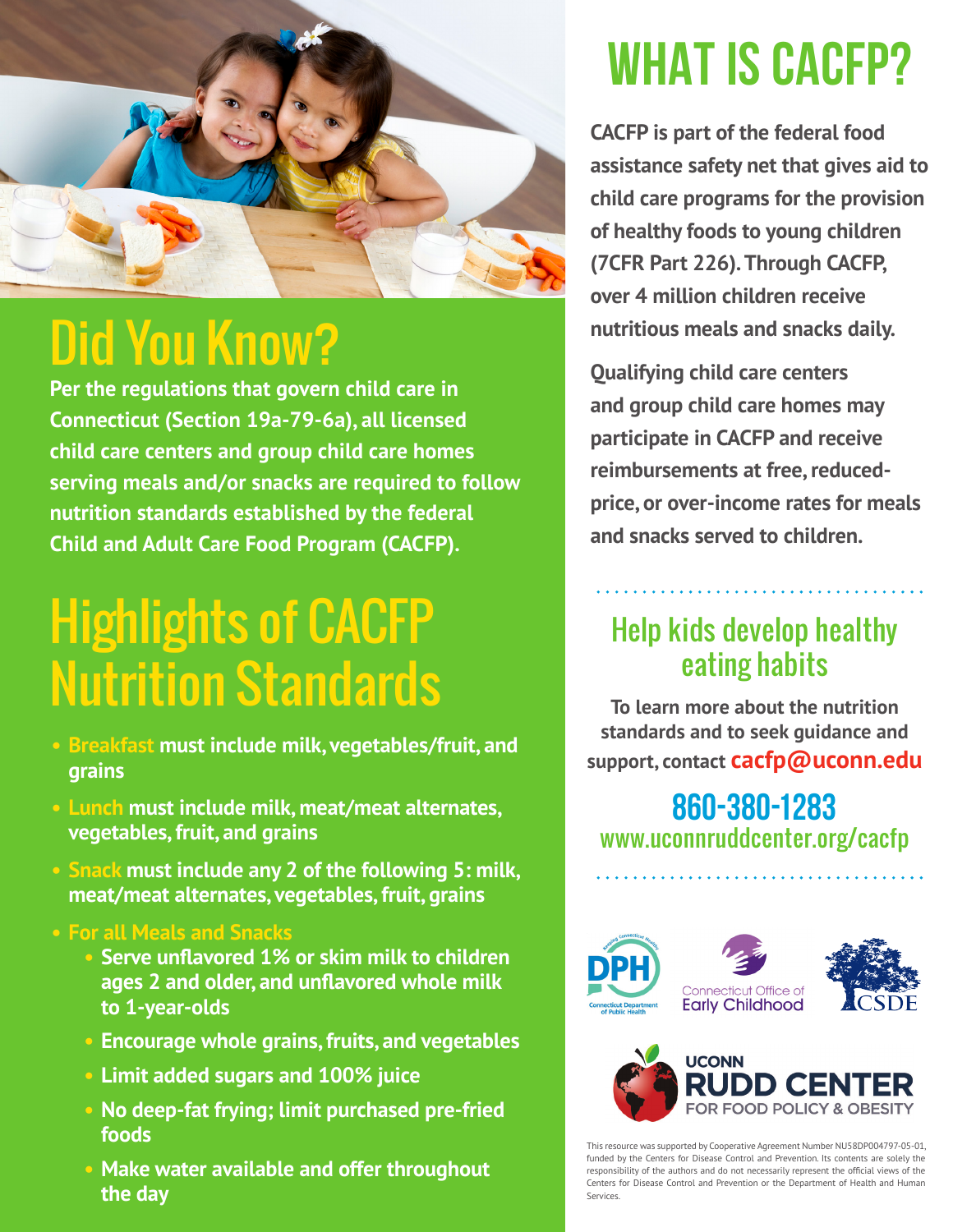# Did You Know?

**Per the regulations that govern child care in Connecticut (Section 19a-79-6a), all licensed child care centers and group child care homes serving meals and/or snacks are required to follow nutrition standards established by the federal Child and Adult Care Food Program (CACFP).**

# Highlights of CACFP Nutrition Standards

- **Breakfast must include milk, vegetables/fruit, and grains**
- **Lunch must include milk, meat/meat alternates, vegetables, fruit, and grains**
- **Snack must include any 2 of the following 5: milk, meat/meat alternates, vegetables, fruit, grains**
- **For all Meals and Snacks**
  - **Serve unflavored 1% or skim milk to children ages 2 and older, and unflavored whole milk to 1-year-olds**
  - **Encourage whole grains, fruits, and vegetables**
  - **Limit added sugars and 100% juice**
  - **No deep-fat frying; limit purchased pre-fried foods**
  - **Make water available and offer throughout the day**

# WHAT IS CACFP?

**CACFP is part of the federal food assistance safety net that gives aid to child care programs for the provision of healthy foods to young children (7CFR Part 226). Through CACFP, over 4 million children receive nutritious meals and snacks daily.**

**Qualifying child care centers and group child care homes may participate in CACFP and receive reimbursements at free, reduced-price, or over-income rates for meals and snacks served to children.**

## Help kids develop healthy eating habits

**To learn more about the nutrition standards and to seek guidance and support, contact cacfp@uconn.edu**

**860-380-1283**

www.uconnruddcenter.org/cacfp

DPH Connecticut Department of Public Health

Connecticut Office of Early Childhood

CSDE

UCONN RUDD CENTER FOR FOOD POLICY & OBESITY

This resource was supported by Cooperative Agreement Number NU58DP004797-05-01, funded by the Centers for Disease Control and Prevention. Its contents are solely the responsibility of the authors and do not necessarily represent the official views of the Centers for Disease Control and Prevention or the Department of Health and Human Services.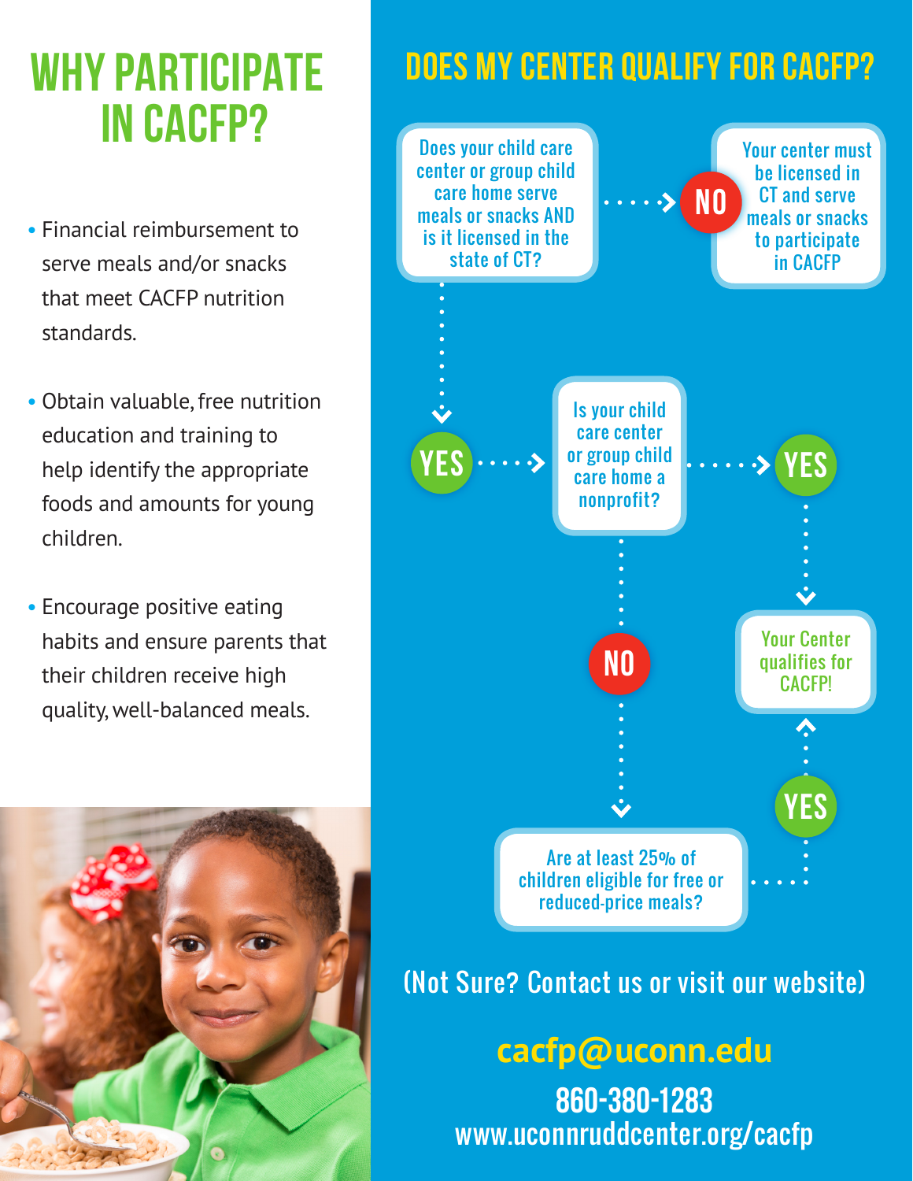# WHY PARTICIPATE IN CACFP?

- Financial reimbursement to serve meals and/or snacks that meet CACFP nutrition standards.
- Obtain valuable, free nutrition education and training to help identify the appropriate foods and amounts for young children.
- Encourage positive eating habits and ensure parents that their children receive high quality, well-balanced meals.

# DOES MY CENTER QUALIFY FOR CACFP?

Does your child care center or group child care home serve meals or snacks AND is it licensed in the state of CT?

NO

Your center must be licensed in CT and serve meals or snacks to participate in CACFP

YES

Is your child care center or group child care home a nonprofit?

YES

Your Center qualifies for CACFP!

NO

Are at least 25% of children eligible for free or reduced-price meals?

YES

(Not Sure? Contact us or visit our website)

**cacfp@uconn.edu**

**860-380-1283**

www.uconnruddcenter.org/cacfp